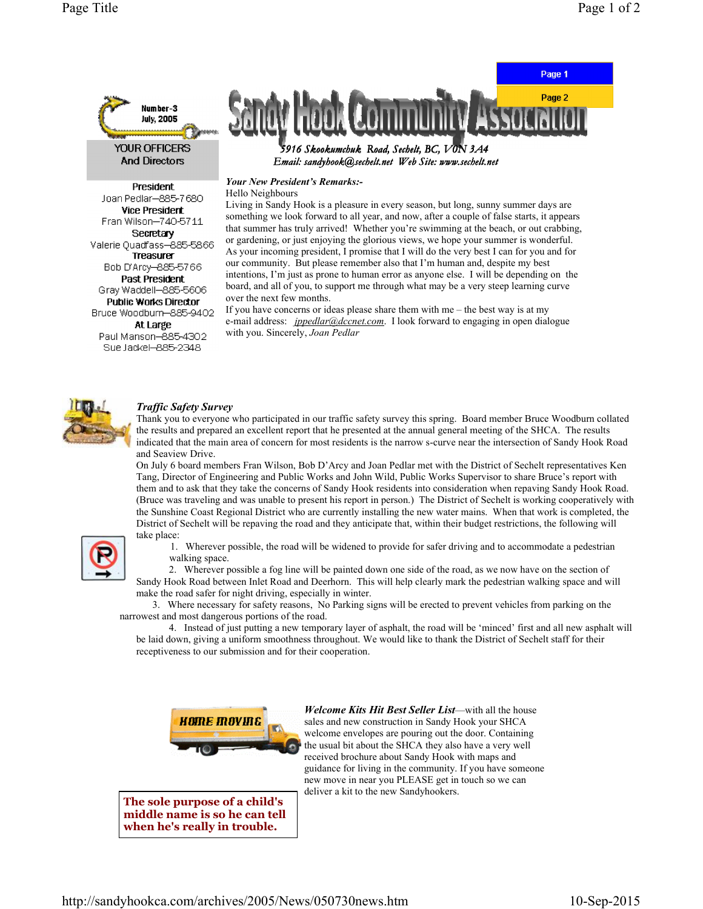# Sandy Hook Community Association

5916 Skookumchuk Road, Sechelt, BC, V0N 3A4

Email: sandyhook@sechelt.net Web Site: www.sechelt.net

Number-3
July, 2005

**YOUR OFFICERS And Directors**

**President**
Joan Pedlar—885-7680
**Vice President**
Fran Wilson—740-5711
**Secretary**
Valerie Quadfass—885-5866
**Treasurer**
Bob D'Arcy—885-5766
**Past President**
Gray Waddell—885-5606
**Public Works Director**
Bruce Woodburn—885-9402
**At Large**
Paul Manson—885-4302
Sue Jackel—885-2348

***Your New President's Remarks:-***

Hello Neighbours

Living in Sandy Hook is a pleasure in every season, but long, sunny summer days are something we look forward to all year, and now, after a couple of false starts, it appears that summer has truly arrived! Whether you're swimming at the beach, or out crabbing, or gardening, or just enjoying the glorious views, we hope your summer is wonderful. As your incoming president, I promise that I will do the very best I can for you and for our community. But please remember also that I'm human and, despite my best intentions, I'm just as prone to human error as anyone else. I will be depending on the board, and all of you, to support me through what may be a very steep learning curve over the next few months.

If you have concerns or ideas please share them with me – the best way is at my e-mail address: jppedlar@dccnet.com. I look forward to engaging in open dialogue with you. Sincerely, *Joan Pedlar*

***Traffic Safety Survey***

Thank you to everyone who participated in our traffic safety survey this spring. Board member Bruce Woodburn collated the results and prepared an excellent report that he presented at the annual general meeting of the SHCA. The results indicated that the main area of concern for most residents is the narrow s-curve near the intersection of Sandy Hook Road and Seaview Drive.

On July 6 board members Fran Wilson, Bob D'Arcy and Joan Pedlar met with the District of Sechelt representatives Ken Tang, Director of Engineering and Public Works and John Wild, Public Works Supervisor to share Bruce's report with them and to ask that they take the concerns of Sandy Hook residents into consideration when repaving Sandy Hook Road. (Bruce was traveling and was unable to present his report in person.) The District of Sechelt is working cooperatively with the Sunshine Coast Regional District who are currently installing the new water mains. When that work is completed, the District of Sechelt will be repaving the road and they anticipate that, within their budget restrictions, the following will take place:

1. Wherever possible, the road will be widened to provide for safer driving and to accommodate a pedestrian walking space.
2. Wherever possible a fog line will be painted down one side of the road, as we now have on the section of Sandy Hook Road between Inlet Road and Deerhorn. This will help clearly mark the pedestrian walking space and will make the road safer for night driving, especially in winter.
3. Where necessary for safety reasons, No Parking signs will be erected to prevent vehicles from parking on the narrowest and most dangerous portions of the road.
4. Instead of just putting a new temporary layer of asphalt, the road will be 'minced' first and all new asphalt will be laid down, giving a uniform smoothness throughout. We would like to thank the District of Sechelt staff for their receptiveness to our submission and for their cooperation.

***Welcome Kits Hit Best Seller List***—with all the house sales and new construction in Sandy Hook your SHCA welcome envelopes are pouring out the door. Containing the usual bit about the SHCA they also have a very well received brochure about Sandy Hook with maps and guidance for living in the community. If you have someone new move in near you PLEASE get in touch so we can deliver a kit to the new Sandyhookers.

**The sole purpose of a child's middle name is so he can tell when he's really in trouble.**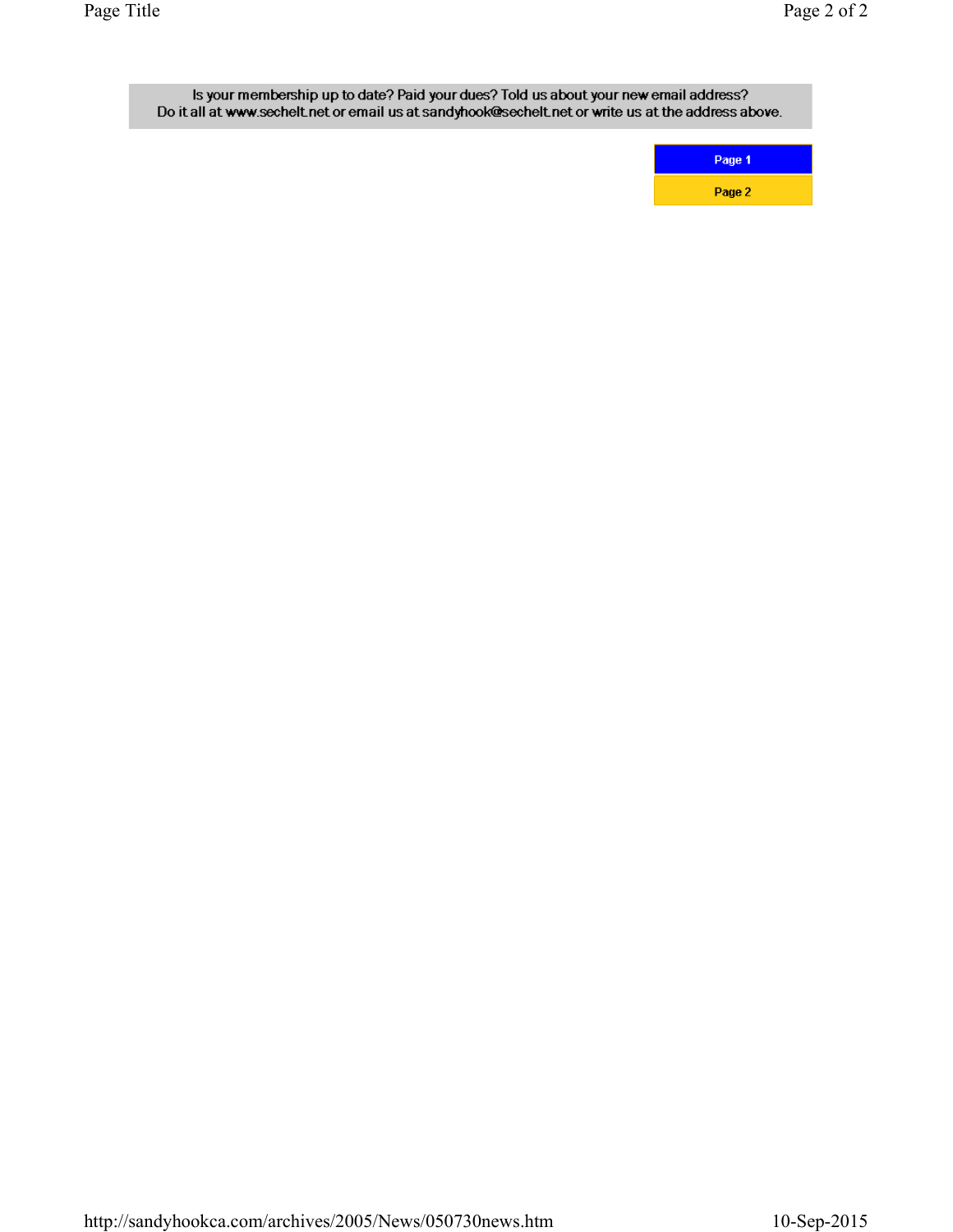Is your membership up to date? Paid your dues? Told us about your new email address?
Do it all at www.sechelt.net or email us at sandyhook@sechelt.net or write us at the address above.

Page 1

Page 2